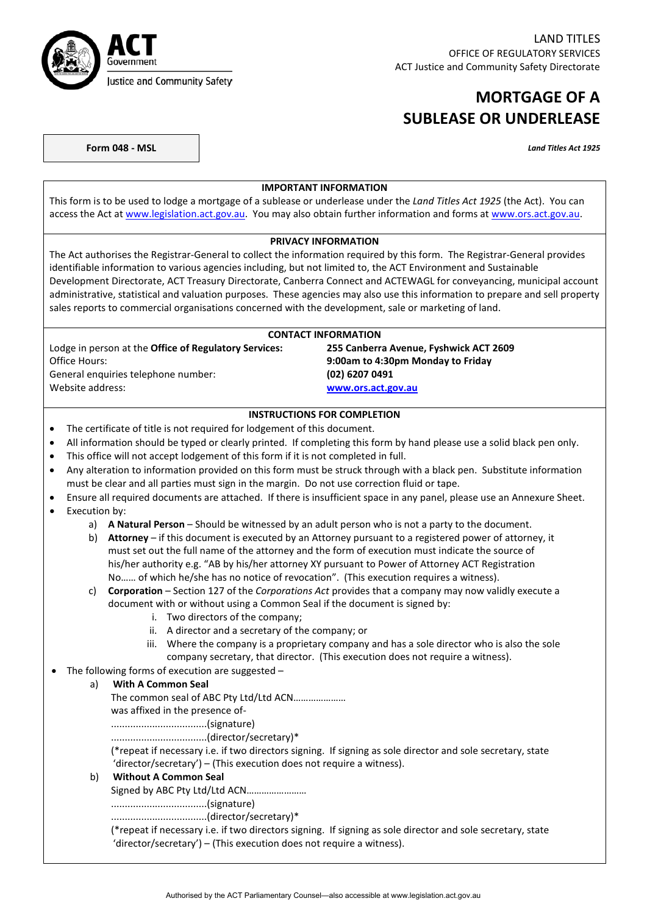ACT Government
Justice and Community Safety

LAND TITLES
OFFICE OF REGULATORY SERVICES
ACT Justice and Community Safety Directorate

# MORTGAGE OF A SUBLEASE OR UNDERLEASE

**Form 048 - MSL**

***Land Titles Act 1925***

### IMPORTANT INFORMATION

This form is to be used to lodge a mortgage of a sublease or underlease under the *Land Titles Act 1925* (the Act). You can access the Act at www.legislation.act.gov.au. You may also obtain further information and forms at www.ors.act.gov.au.

### PRIVACY INFORMATION

The Act authorises the Registrar-General to collect the information required by this form. The Registrar-General provides identifiable information to various agencies including, but not limited to, the ACT Environment and Sustainable Development Directorate, ACT Treasury Directorate, Canberra Connect and ACTEWAGL for conveyancing, municipal account administrative, statistical and valuation purposes. These agencies may also use this information to prepare and sell property sales reports to commercial organisations concerned with the development, sale or marketing of land.

### CONTACT INFORMATION

| | |
|---|---|
| Lodge in person at the **Office of Regulatory Services:** | **255 Canberra Avenue, Fyshwick ACT 2609** |
| Office Hours: | **9:00am to 4:30pm Monday to Friday** |
| General enquiries telephone number: | **(02) 6207 0491** |
| Website address: | **www.ors.act.gov.au** |

### INSTRUCTIONS FOR COMPLETION

- The certificate of title is not required for lodgement of this document.
- All information should be typed or clearly printed. If completing this form by hand please use a solid black pen only.
- This office will not accept lodgement of this form if it is not completed in full.
- Any alteration to information provided on this form must be struck through with a black pen. Substitute information must be clear and all parties must sign in the margin. Do not use correction fluid or tape.
- Ensure all required documents are attached. If there is insufficient space in any panel, please use an Annexure Sheet.
- Execution by:
  a) **A Natural Person** – Should be witnessed by an adult person who is not a party to the document.
  b) **Attorney** – if this document is executed by an Attorney pursuant to a registered power of attorney, it must set out the full name of the attorney and the form of execution must indicate the source of his/her authority e.g. "AB by his/her attorney XY pursuant to Power of Attorney ACT Registration No…… of which he/she has no notice of revocation". (This execution requires a witness).
  c) **Corporation** – Section 127 of the *Corporations Act* provides that a company may now validly execute a document with or without using a Common Seal if the document is signed by:
     i. Two directors of the company;
     ii. A director and a secretary of the company; or
     iii. Where the company is a proprietary company and has a sole director who is also the sole company secretary, that director. (This execution does not require a witness).
- The following forms of execution are suggested –
  a) **With A Common Seal**
     The common seal of ABC Pty Ltd/Ltd ACN…………………
     was affixed in the presence of-
     ...................................(signature)
     ...................................(director/secretary)*
     (*repeat if necessary i.e. if two directors signing. If signing as sole director and sole secretary, state 'director/secretary') – (This execution does not require a witness).
  b) **Without A Common Seal**
     Signed by ABC Pty Ltd/Ltd ACN……………………
     ...................................(signature)
     ...................................(director/secretary)*
     (*repeat if necessary i.e. if two directors signing. If signing as sole director and sole secretary, state 'director/secretary') – (This execution does not require a witness).

Authorised by the ACT Parliamentary Counsel—also accessible at www.legislation.act.gov.au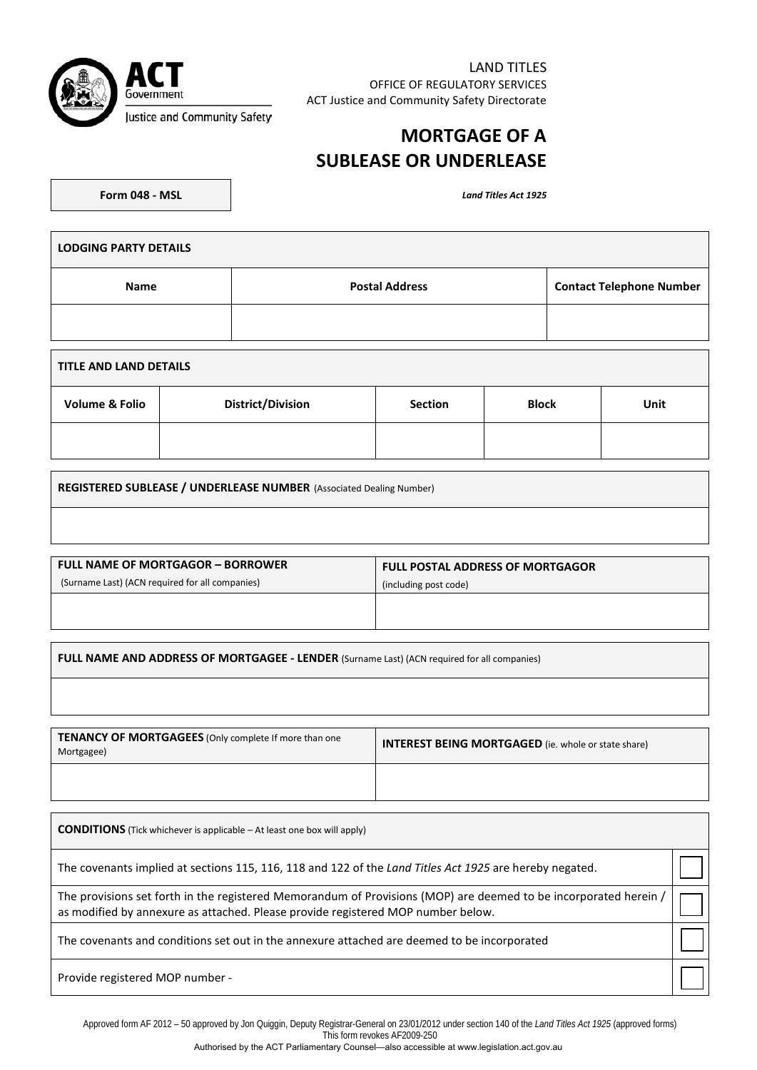LAND TITLES
OFFICE OF REGULATORY SERVICES
ACT Justice and Community Safety Directorate

# MORTGAGE OF A SUBLEASE OR UNDERLEASE

**Form 048 - MSL**

***Land Titles Act 1925***

| **LODGING PARTY DETAILS** | | |
|---|---|---|
| **Name** | **Postal Address** | **Contact Telephone Number** |
| | | |

| **TITLE AND LAND DETAILS** | | | | |
|---|---|---|---|---|
| **Volume & Folio** | **District/Division** | **Section** | **Block** | **Unit** |
| | | | | |

| **REGISTERED SUBLEASE / UNDERLEASE NUMBER** (Associated Dealing Number) |
|---|
| |

| **FULL NAME OF MORTGAGOR – BORROWER** (Surname Last) (ACN required for all companies) | **FULL POSTAL ADDRESS OF MORTGAGOR** (including post code) |
|---|---|
| | |

| **FULL NAME AND ADDRESS OF MORTGAGEE - LENDER** (Surname Last) (ACN required for all companies) |
|---|
| |

| **TENANCY OF MORTGAGEES** (Only complete If more than one Mortgagee) | **INTEREST BEING MORTGAGED** (ie. whole or state share) |
|---|---|
| | |

| **CONDITIONS** (Tick whichever is applicable – At least one box will apply) | |
|---|---|
| The covenants implied at sections 115, 116, 118 and 122 of the *Land Titles Act 1925* are hereby negated. | ☐ |
| The provisions set forth in the registered Memorandum of Provisions (MOP) are deemed to be incorporated herein / as modified by annexure as attached. Please provide registered MOP number below. | ☐ |
| The covenants and conditions set out in the annexure attached are deemed to be incorporated | ☐ |
| Provide registered MOP number - | ☐ |

Approved form AF 2012 – 50 approved by Jon Quiggin, Deputy Registrar-General on 23/01/2012 under section 140 of the *Land Titles Act 1925* (approved forms)
This form revokes AF2009-250
Authorised by the ACT Parliamentary Counsel—also accessible at www.legislation.act.gov.au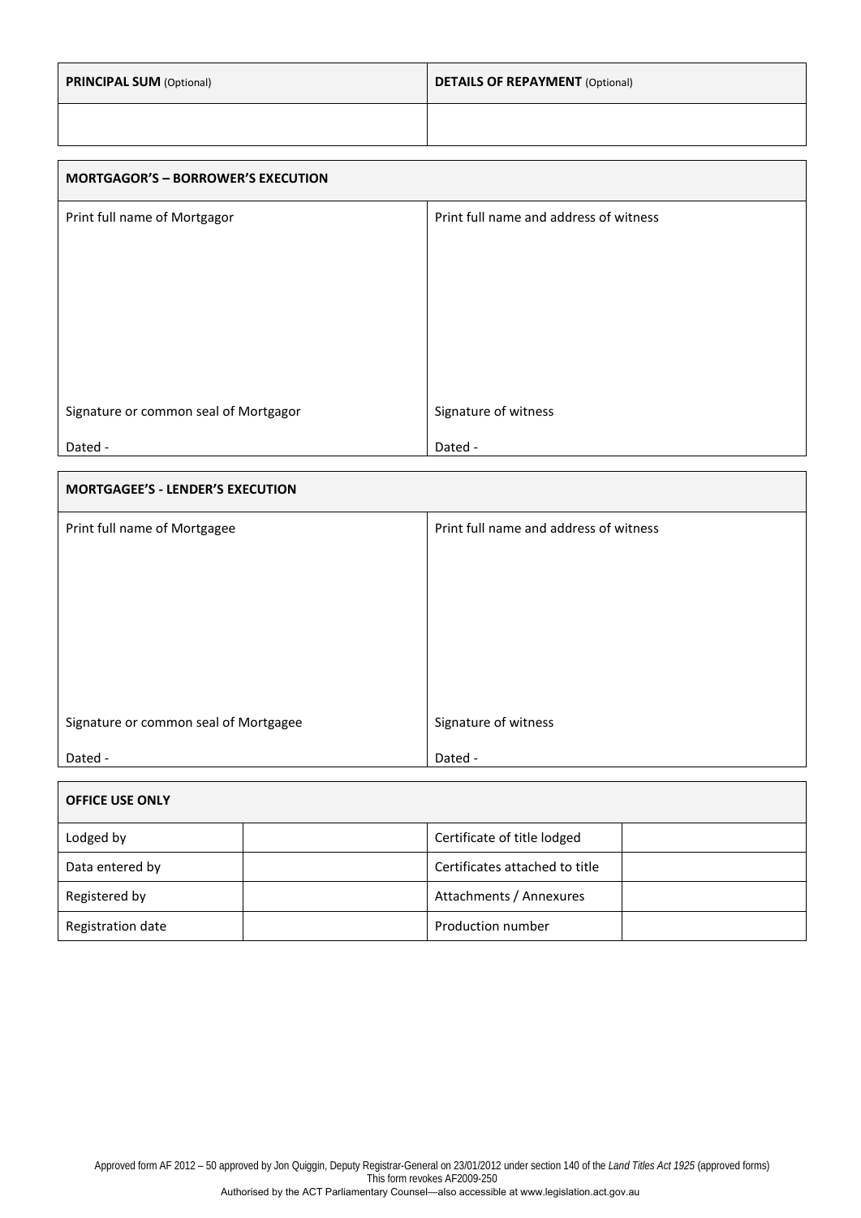| **PRINCIPAL SUM** (Optional) | **DETAILS OF REPAYMENT** (Optional) |
| --- | --- |
| | |

| **MORTGAGOR'S – BORROWER'S EXECUTION** | |
| --- | --- |
| Print full name of Mortgagor | Print full name and address of witness |
| Signature or common seal of Mortgagor | Signature of witness |
| Dated - | Dated - |

| **MORTGAGEE'S - LENDER'S EXECUTION** | |
| --- | --- |
| Print full name of Mortgagee | Print full name and address of witness |
| Signature or common seal of Mortgagee | Signature of witness |
| Dated - | Dated - |

| **OFFICE USE ONLY** | | | |
| --- | --- | --- | --- |
| Lodged by | | Certificate of title lodged | |
| Data entered by | | Certificates attached to title | |
| Registered by | | Attachments / Annexures | |
| Registration date | | Production number | |

Approved form AF 2012 – 50 approved by Jon Quiggin, Deputy Registrar-General on 23/01/2012 under section 140 of the *Land Titles Act 1925* (approved forms)
This form revokes AF2009-250
Authorised by the ACT Parliamentary Counsel—also accessible at www.legislation.act.gov.au